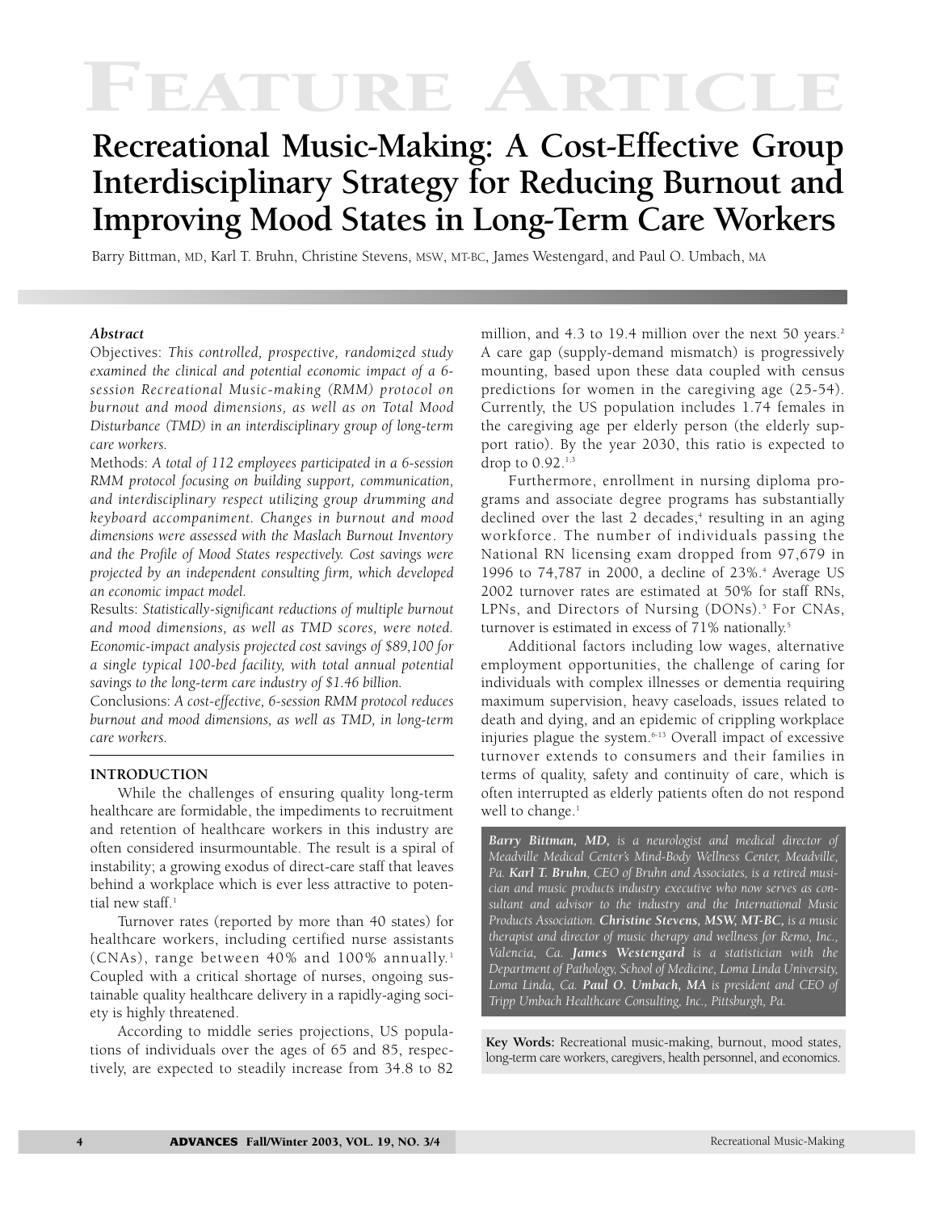# Feature Article

## Recreational Music-Making: A Cost-Effective Group Interdisciplinary Strategy for Reducing Burnout and Improving Mood States in Long-Term Care Workers

Barry Bittman, MD, Karl T. Bruhn, Christine Stevens, MSW, MT-BC, James Westengard, and Paul O. Umbach, MA

### *Abstract*

Objectives: *This controlled, prospective, randomized study examined the clinical and potential economic impact of a 6-session Recreational Music-making (RMM) protocol on burnout and mood dimensions, as well as on Total Mood Disturbance (TMD) in an interdisciplinary group of long-term care workers.*

Methods: *A total of 112 employees participated in a 6-session RMM protocol focusing on building support, communication, and interdisciplinary respect utilizing group drumming and keyboard accompaniment. Changes in burnout and mood dimensions were assessed with the Maslach Burnout Inventory and the Profile of Mood States respectively. Cost savings were projected by an independent consulting firm, which developed an economic impact model.*

Results: *Statistically-significant reductions of multiple burnout and mood dimensions, as well as TMD scores, were noted. Economic-impact analysis projected cost savings of $89,100 for a single typical 100-bed facility, with total annual potential savings to the long-term care industry of $1.46 billion.*

Conclusions: *A cost-effective, 6-session RMM protocol reduces burnout and mood dimensions, as well as TMD, in long-term care workers.*

### INTRODUCTION

While the challenges of ensuring quality long-term healthcare are formidable, the impediments to recruitment and retention of healthcare workers in this industry are often considered insurmountable. The result is a spiral of instability; a growing exodus of direct-care staff that leaves behind a workplace which is ever less attractive to potential new staff.[1]

Turnover rates (reported by more than 40 states) for healthcare workers, including certified nurse assistants (CNAs), range between 40% and 100% annually.[1] Coupled with a critical shortage of nurses, ongoing sustainable quality healthcare delivery in a rapidly-aging society is highly threatened.

According to middle series projections, US populations of individuals over the ages of 65 and 85, respectively, are expected to steadily increase from 34.8 to 82 million, and 4.3 to 19.4 million over the next 50 years.[2] A care gap (supply-demand mismatch) is progressively mounting, based upon these data coupled with census predictions for women in the caregiving age (25-54). Currently, the US population includes 1.74 females in the caregiving age per elderly person (the elderly support ratio). By the year 2030, this ratio is expected to drop to 0.92.[1,3]

Furthermore, enrollment in nursing diploma programs and associate degree programs has substantially declined over the last 2 decades,[4] resulting in an aging workforce. The number of individuals passing the National RN licensing exam dropped from 97,679 in 1996 to 74,787 in 2000, a decline of 23%.[4] Average US 2002 turnover rates are estimated at 50% for staff RNs, LPNs, and Directors of Nursing (DONs).[5] For CNAs, turnover is estimated in excess of 71% nationally.[5]

Additional factors including low wages, alternative employment opportunities, the challenge of caring for individuals with complex illnesses or dementia requiring maximum supervision, heavy caseloads, issues related to death and dying, and an epidemic of crippling workplace injuries plague the system.[6-13] Overall impact of excessive turnover extends to consumers and their families in terms of quality, safety and continuity of care, which is often interrupted as elderly patients often do not respond well to change.[1]

*Barry Bittman, MD, is a neurologist and medical director of Meadville Medical Center's Mind-Body Wellness Center, Meadville, Pa. Karl T. Bruhn, CEO of Bruhn and Associates, is a retired musician and music products industry executive who now serves as consultant and advisor to the industry and the International Music Products Association. Christine Stevens, MSW, MT-BC, is a music therapist and director of music therapy and wellness for Remo, Inc., Valencia, Ca. James Westengard is a statistician with the Department of Pathology, School of Medicine, Loma Linda University, Loma Linda, Ca. Paul O. Umbach, MA is president and CEO of Tripp Umbach Healthcare Consulting, Inc., Pittsburgh, Pa.*

**Key Words:** Recreational music-making, burnout, mood states, long-term care workers, caregivers, health personnel, and economics.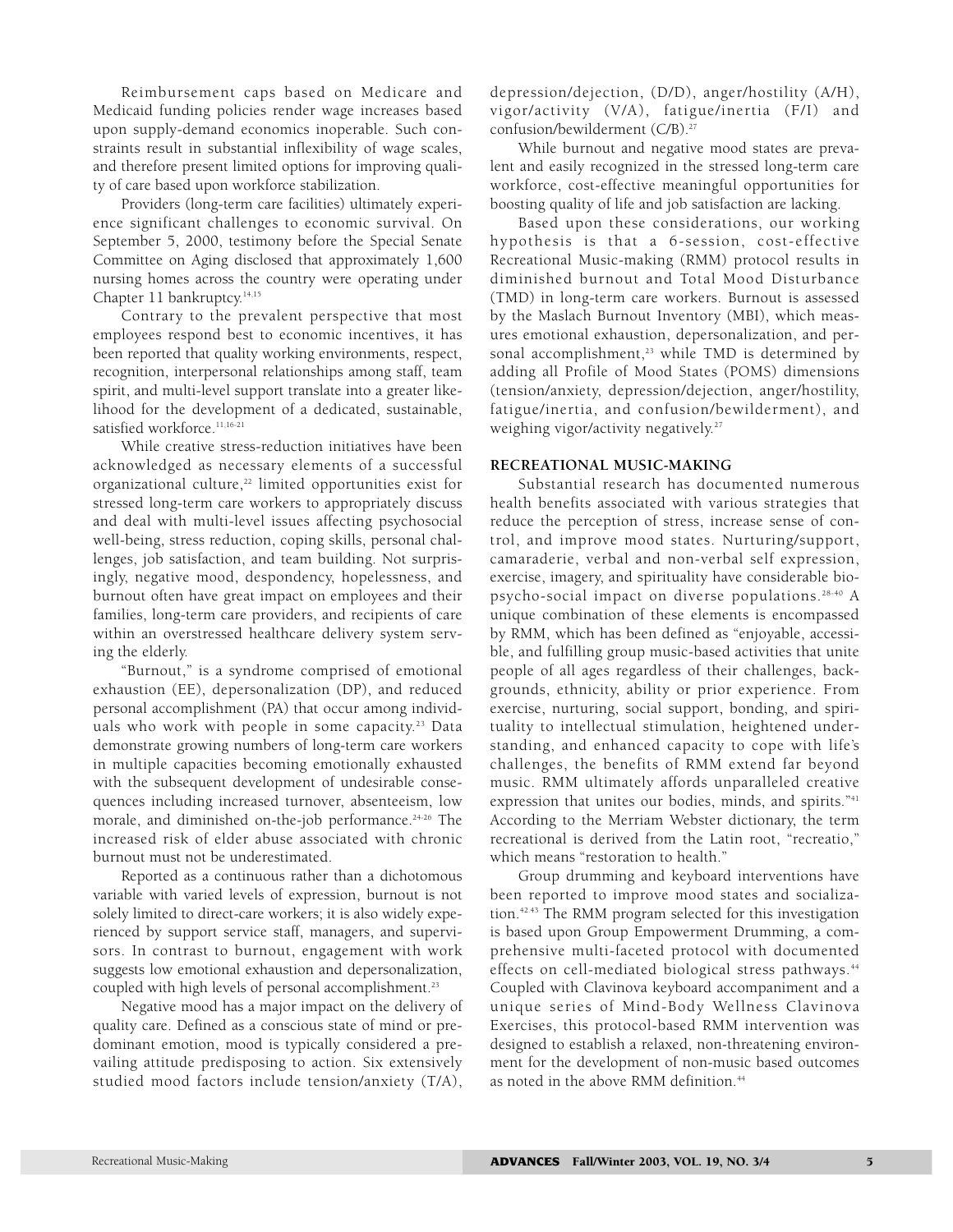Reimbursement caps based on Medicare and Medicaid funding policies render wage increases based upon supply-demand economics inoperable. Such constraints result in substantial inflexibility of wage scales, and therefore present limited options for improving quality of care based upon workforce stabilization.

Providers (long-term care facilities) ultimately experience significant challenges to economic survival. On September 5, 2000, testimony before the Special Senate Committee on Aging disclosed that approximately 1,600 nursing homes across the country were operating under Chapter 11 bankruptcy.[14,15]

Contrary to the prevalent perspective that most employees respond best to economic incentives, it has been reported that quality working environments, respect, recognition, interpersonal relationships among staff, team spirit, and multi-level support translate into a greater likelihood for the development of a dedicated, sustainable, satisfied workforce.[11,16-21]

While creative stress-reduction initiatives have been acknowledged as necessary elements of a successful organizational culture,[22] limited opportunities exist for stressed long-term care workers to appropriately discuss and deal with multi-level issues affecting psychosocial well-being, stress reduction, coping skills, personal challenges, job satisfaction, and team building. Not surprisingly, negative mood, despondency, hopelessness, and burnout often have great impact on employees and their families, long-term care providers, and recipients of care within an overstressed healthcare delivery system serving the elderly.

"Burnout," is a syndrome comprised of emotional exhaustion (EE), depersonalization (DP), and reduced personal accomplishment (PA) that occur among individuals who work with people in some capacity.[23] Data demonstrate growing numbers of long-term care workers in multiple capacities becoming emotionally exhausted with the subsequent development of undesirable consequences including increased turnover, absenteeism, low morale, and diminished on-the-job performance.[24-26] The increased risk of elder abuse associated with chronic burnout must not be underestimated.

Reported as a continuous rather than a dichotomous variable with varied levels of expression, burnout is not solely limited to direct-care workers; it is also widely experienced by support service staff, managers, and supervisors. In contrast to burnout, engagement with work suggests low emotional exhaustion and depersonalization, coupled with high levels of personal accomplishment.[23]

Negative mood has a major impact on the delivery of quality care. Defined as a conscious state of mind or predominant emotion, mood is typically considered a prevailing attitude predisposing to action. Six extensively studied mood factors include tension/anxiety (T/A), depression/dejection, (D/D), anger/hostility (A/H), vigor/activity (V/A), fatigue/inertia (F/I) and confusion/bewilderment (C/B).[27]

While burnout and negative mood states are prevalent and easily recognized in the stressed long-term care workforce, cost-effective meaningful opportunities for boosting quality of life and job satisfaction are lacking.

Based upon these considerations, our working hypothesis is that a 6-session, cost-effective Recreational Music-making (RMM) protocol results in diminished burnout and Total Mood Disturbance (TMD) in long-term care workers. Burnout is assessed by the Maslach Burnout Inventory (MBI), which measures emotional exhaustion, depersonalization, and personal accomplishment,[23] while TMD is determined by adding all Profile of Mood States (POMS) dimensions (tension/anxiety, depression/dejection, anger/hostility, fatigue/inertia, and confusion/bewilderment), and weighing vigor/activity negatively.[27]

## RECREATIONAL MUSIC-MAKING

Substantial research has documented numerous health benefits associated with various strategies that reduce the perception of stress, increase sense of control, and improve mood states. Nurturing/support, camaraderie, verbal and non-verbal self expression, exercise, imagery, and spirituality have considerable bio-psycho-social impact on diverse populations.[28-40] A unique combination of these elements is encompassed by RMM, which has been defined as "enjoyable, accessible, and fulfilling group music-based activities that unite people of all ages regardless of their challenges, backgrounds, ethnicity, ability or prior experience. From exercise, nurturing, social support, bonding, and spirituality to intellectual stimulation, heightened understanding, and enhanced capacity to cope with life's challenges, the benefits of RMM extend far beyond music. RMM ultimately affords unparalleled creative expression that unites our bodies, minds, and spirits."[41] According to the Merriam Webster dictionary, the term recreational is derived from the Latin root, "recreatio," which means "restoration to health."

Group drumming and keyboard interventions have been reported to improve mood states and socialization.[42,43] The RMM program selected for this investigation is based upon Group Empowerment Drumming, a comprehensive multi-faceted protocol with documented effects on cell-mediated biological stress pathways.[44] Coupled with Clavinova keyboard accompaniment and a unique series of Mind-Body Wellness Clavinova Exercises, this protocol-based RMM intervention was designed to establish a relaxed, non-threatening environment for the development of non-music based outcomes as noted in the above RMM definition.[44]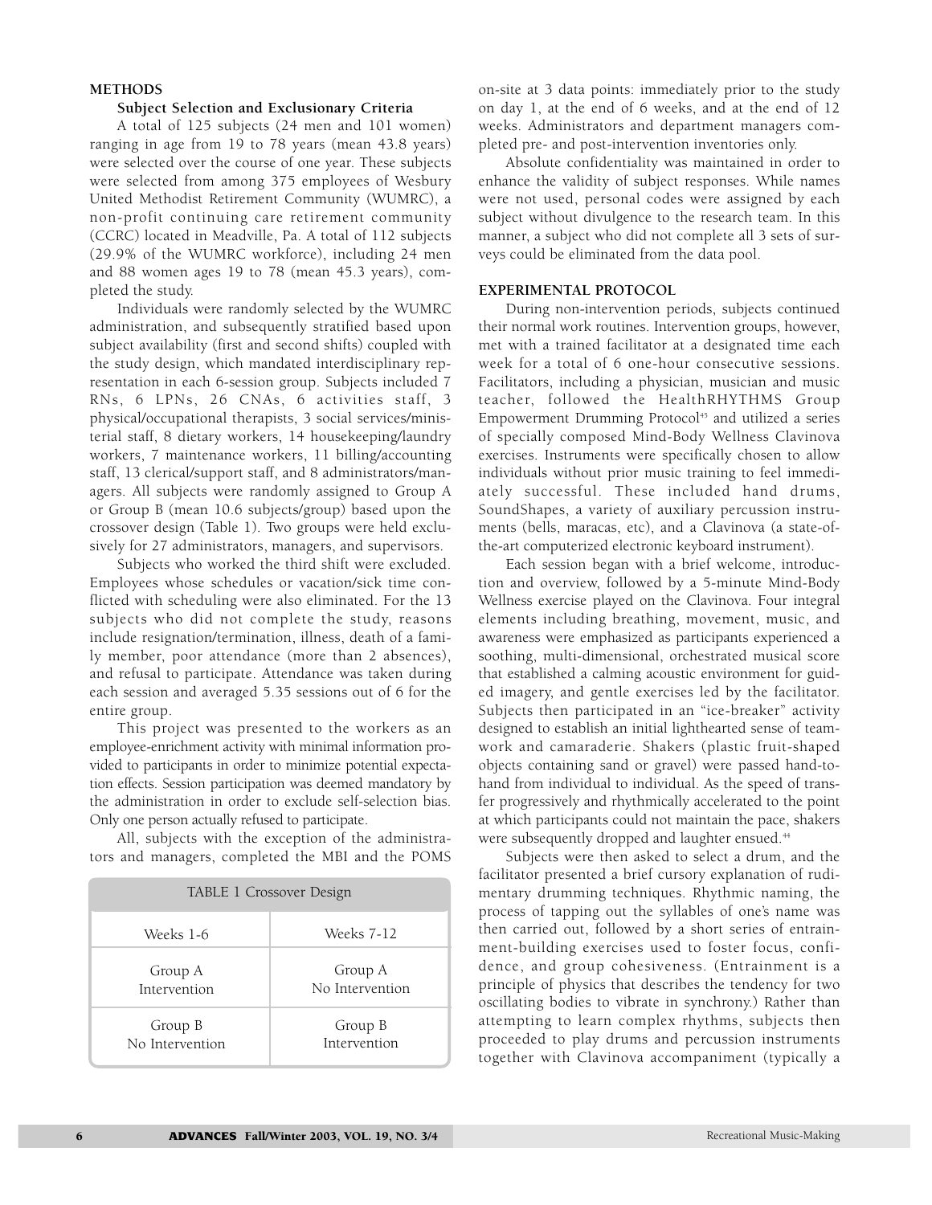## METHODS

### Subject Selection and Exclusionary Criteria

A total of 125 subjects (24 men and 101 women) ranging in age from 19 to 78 years (mean 43.8 years) were selected over the course of one year. These subjects were selected from among 375 employees of Wesbury United Methodist Retirement Community (WUMRC), a non-profit continuing care retirement community (CCRC) located in Meadville, Pa. A total of 112 subjects (29.9% of the WUMRC workforce), including 24 men and 88 women ages 19 to 78 (mean 45.3 years), completed the study.

Individuals were randomly selected by the WUMRC administration, and subsequently stratified based upon subject availability (first and second shifts) coupled with the study design, which mandated interdisciplinary representation in each 6-session group. Subjects included 7 RNs, 6 LPNs, 26 CNAs, 6 activities staff, 3 physical/occupational therapists, 3 social services/ministerial staff, 8 dietary workers, 14 housekeeping/laundry workers, 7 maintenance workers, 11 billing/accounting staff, 13 clerical/support staff, and 8 administrators/managers. All subjects were randomly assigned to Group A or Group B (mean 10.6 subjects/group) based upon the crossover design (Table 1). Two groups were held exclusively for 27 administrators, managers, and supervisors.

Subjects who worked the third shift were excluded. Employees whose schedules or vacation/sick time conflicted with scheduling were also eliminated. For the 13 subjects who did not complete the study, reasons include resignation/termination, illness, death of a family member, poor attendance (more than 2 absences), and refusal to participate. Attendance was taken during each session and averaged 5.35 sessions out of 6 for the entire group.

This project was presented to the workers as an employee-enrichment activity with minimal information provided to participants in order to minimize potential expectation effects. Session participation was deemed mandatory by the administration in order to exclude self-selection bias. Only one person actually refused to participate.

All, subjects with the exception of the administrators and managers, completed the MBI and the POMS on-site at 3 data points: immediately prior to the study on day 1, at the end of 6 weeks, and at the end of 12 weeks. Administrators and department managers completed pre- and post-intervention inventories only.

TABLE 1 Crossover Design

| Weeks 1-6 | Weeks 7-12 |
|---|---|
| Group A Intervention | Group A No Intervention |
| Group B No Intervention | Group B Intervention |

Absolute confidentiality was maintained in order to enhance the validity of subject responses. While names were not used, personal codes were assigned by each subject without divulgence to the research team. In this manner, a subject who did not complete all 3 sets of surveys could be eliminated from the data pool.

## EXPERIMENTAL PROTOCOL

During non-intervention periods, subjects continued their normal work routines. Intervention groups, however, met with a trained facilitator at a designated time each week for a total of 6 one-hour consecutive sessions. Facilitators, including a physician, musician and music teacher, followed the HealthRHYTHMS Group Empowerment Drumming Protocol[45] and utilized a series of specially composed Mind-Body Wellness Clavinova exercises. Instruments were specifically chosen to allow individuals without prior music training to feel immediately successful. These included hand drums, SoundShapes, a variety of auxiliary percussion instruments (bells, maracas, etc), and a Clavinova (a state-of-the-art computerized electronic keyboard instrument).

Each session began with a brief welcome, introduction and overview, followed by a 5-minute Mind-Body Wellness exercise played on the Clavinova. Four integral elements including breathing, movement, music, and awareness were emphasized as participants experienced a soothing, multi-dimensional, orchestrated musical score that established a calming acoustic environment for guided imagery, and gentle exercises led by the facilitator. Subjects then participated in an "ice-breaker" activity designed to establish an initial lighthearted sense of teamwork and camaraderie. Shakers (plastic fruit-shaped objects containing sand or gravel) were passed hand-to-hand from individual to individual. As the speed of transfer progressively and rhythmically accelerated to the point at which participants could not maintain the pace, shakers were subsequently dropped and laughter ensued.[44]

Subjects were then asked to select a drum, and the facilitator presented a brief cursory explanation of rudimentary drumming techniques. Rhythmic naming, the process of tapping out the syllables of one's name was then carried out, followed by a short series of entrainment-building exercises used to foster focus, confidence, and group cohesiveness. (Entrainment is a principle of physics that describes the tendency for two oscillating bodies to vibrate in synchrony.) Rather than attempting to learn complex rhythms, subjects then proceeded to play drums and percussion instruments together with Clavinova accompaniment (typically a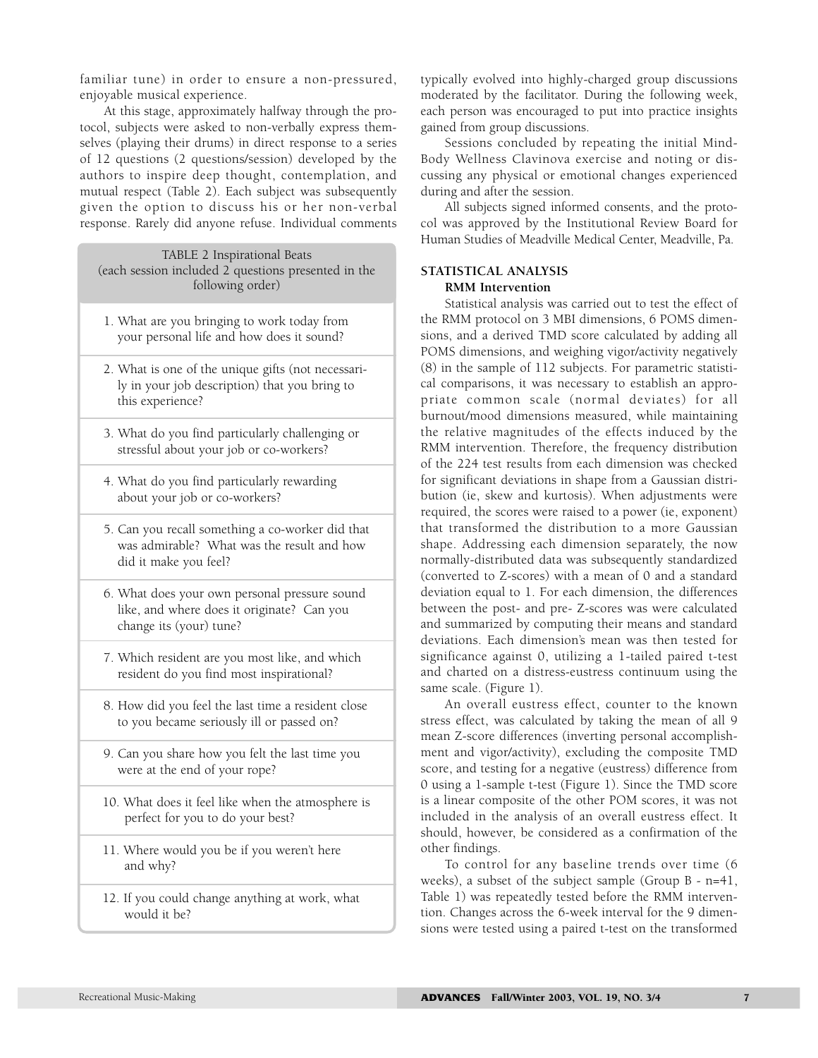familiar tune) in order to ensure a non-pressured, enjoyable musical experience.

At this stage, approximately halfway through the protocol, subjects were asked to non-verbally express themselves (playing their drums) in direct response to a series of 12 questions (2 questions/session) developed by the authors to inspire deep thought, contemplation, and mutual respect (Table 2). Each subject was subsequently given the option to discuss his or her non-verbal response. Rarely did anyone refuse. Individual comments typically evolved into highly-charged group discussions moderated by the facilitator. During the following week, each person was encouraged to put into practice insights gained from group discussions.

Sessions concluded by repeating the initial Mind-Body Wellness Clavinova exercise and noting or discussing any physical or emotional changes experienced during and after the session.

All subjects signed informed consents, and the protocol was approved by the Institutional Review Board for Human Studies of Meadville Medical Center, Meadville, Pa.

TABLE 2 Inspirational Beats
(each session included 2 questions presented in the following order)

1. What are you bringing to work today from your personal life and how does it sound?
2. What is one of the unique gifts (not necessarily in your job description) that you bring to this experience?
3. What do you find particularly challenging or stressful about your job or co-workers?
4. What do you find particularly rewarding about your job or co-workers?
5. Can you recall something a co-worker did that was admirable? What was the result and how did it make you feel?
6. What does your own personal pressure sound like, and where does it originate? Can you change its (your) tune?
7. Which resident are you most like, and which resident do you find most inspirational?
8. How did you feel the last time a resident close to you became seriously ill or passed on?
9. Can you share how you felt the last time you were at the end of your rope?
10. What does it feel like when the atmosphere is perfect for you to do your best?
11. Where would you be if you weren't here and why?
12. If you could change anything at work, what would it be?

## STATISTICAL ANALYSIS

### RMM Intervention

Statistical analysis was carried out to test the effect of the RMM protocol on 3 MBI dimensions, 6 POMS dimensions, and a derived TMD score calculated by adding all POMS dimensions, and weighing vigor/activity negatively (8) in the sample of 112 subjects. For parametric statistical comparisons, it was necessary to establish an appropriate common scale (normal deviates) for all burnout/mood dimensions measured, while maintaining the relative magnitudes of the effects induced by the RMM intervention. Therefore, the frequency distribution of the 224 test results from each dimension was checked for significant deviations in shape from a Gaussian distribution (ie, skew and kurtosis). When adjustments were required, the scores were raised to a power (ie, exponent) that transformed the distribution to a more Gaussian shape. Addressing each dimension separately, the now normally-distributed data was subsequently standardized (converted to Z-scores) with a mean of 0 and a standard deviation equal to 1. For each dimension, the differences between the post- and pre- Z-scores was were calculated and summarized by computing their means and standard deviations. Each dimension's mean was then tested for significance against 0, utilizing a 1-tailed paired t-test and charted on a distress-eustress continuum using the same scale. (Figure 1).

An overall eustress effect, counter to the known stress effect, was calculated by taking the mean of all 9 mean Z-score differences (inverting personal accomplishment and vigor/activity), excluding the composite TMD score, and testing for a negative (eustress) difference from 0 using a 1-sample t-test (Figure 1). Since the TMD score is a linear composite of the other POM scores, it was not included in the analysis of an overall eustress effect. It should, however, be considered as a confirmation of the other findings.

To control for any baseline trends over time (6 weeks), a subset of the subject sample (Group B - n=41, Table 1) was repeatedly tested before the RMM intervention. Changes across the 6-week interval for the 9 dimensions were tested using a paired t-test on the transformed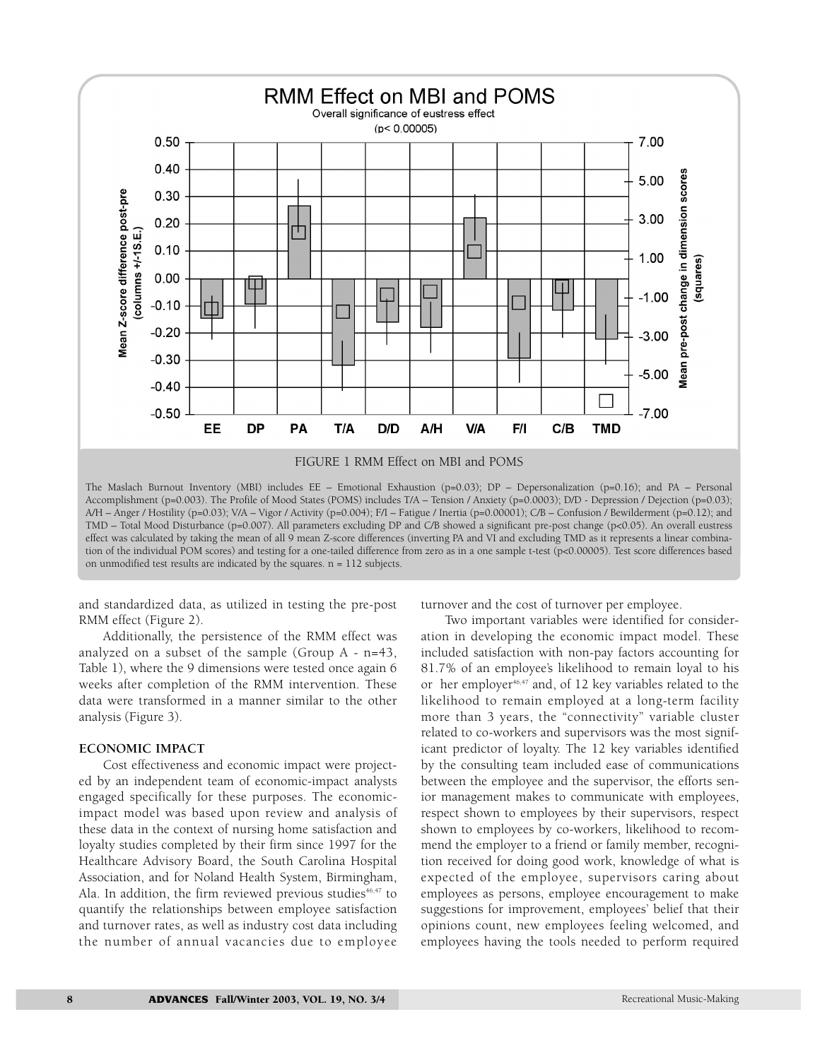FIGURE 1 RMM Effect on MBI and POMS

The Maslach Burnout Inventory (MBI) includes EE – Emotional Exhaustion ($p=0.03$); DP – Depersonalization ($p=0.16$); and PA – Personal Accomplishment ($p=0.003$). The Profile of Mood States (POMS) includes T/A – Tension / Anxiety ($p=0.0003$); D/D - Depression / Dejection ($p=0.03$); A/H – Anger / Hostility ($p=0.03$); V/A – Vigor / Activity ($p=0.004$); F/I – Fatigue / Inertia ($p=0.00001$); C/B – Confusion / Bewilderment ($p=0.12$); and TMD – Total Mood Disturbance ($p=0.007$). All parameters excluding DP and C/B showed a significant pre-post change ($p<0.05$). An overall eustress effect was calculated by taking the mean of all 9 mean Z-score differences (inverting PA and VI and excluding TMD as it represents a linear combination of the individual POM scores) and testing for a one-tailed difference from zero as in a one sample t-test ($p<0.00005$). Test score differences based on unmodified test results are indicated by the squares. n = 112 subjects.

and standardized data, as utilized in testing the pre-post RMM effect (Figure 2).

Additionally, the persistence of the RMM effect was analyzed on a subset of the sample (Group A - n=43, Table 1), where the 9 dimensions were tested once again 6 weeks after completion of the RMM intervention. These data were transformed in a manner similar to the other analysis (Figure 3).

### ECONOMIC IMPACT

Cost effectiveness and economic impact were projected by an independent team of economic-impact analysts engaged specifically for these purposes. The economic-impact model was based upon review and analysis of these data in the context of nursing home satisfaction and loyalty studies completed by their firm since 1997 for the Healthcare Advisory Board, the South Carolina Hospital Association, and for Noland Health System, Birmingham, Ala. In addition, the firm reviewed previous studies[46,47] to quantify the relationships between employee satisfaction and turnover rates, as well as industry cost data including the number of annual vacancies due to employee turnover and the cost of turnover per employee.

Two important variables were identified for consideration in developing the economic impact model. These included satisfaction with non-pay factors accounting for 81.7% of an employee's likelihood to remain loyal to his or her employer[46,47] and, of 12 key variables related to the likelihood to remain employed at a long-term facility more than 3 years, the "connectivity" variable cluster related to co-workers and supervisors was the most significant predictor of loyalty. The 12 key variables identified by the consulting team included ease of communications between the employee and the supervisor, the efforts senior management makes to communicate with employees, respect shown to employees by their supervisors, respect shown to employees by co-workers, likelihood to recommend the employer to a friend or family member, recognition received for doing good work, knowledge of what is expected of the employee, supervisors caring about employees as persons, employee encouragement to make suggestions for improvement, employees' belief that their opinions count, new employees feeling welcomed, and employees having the tools needed to perform required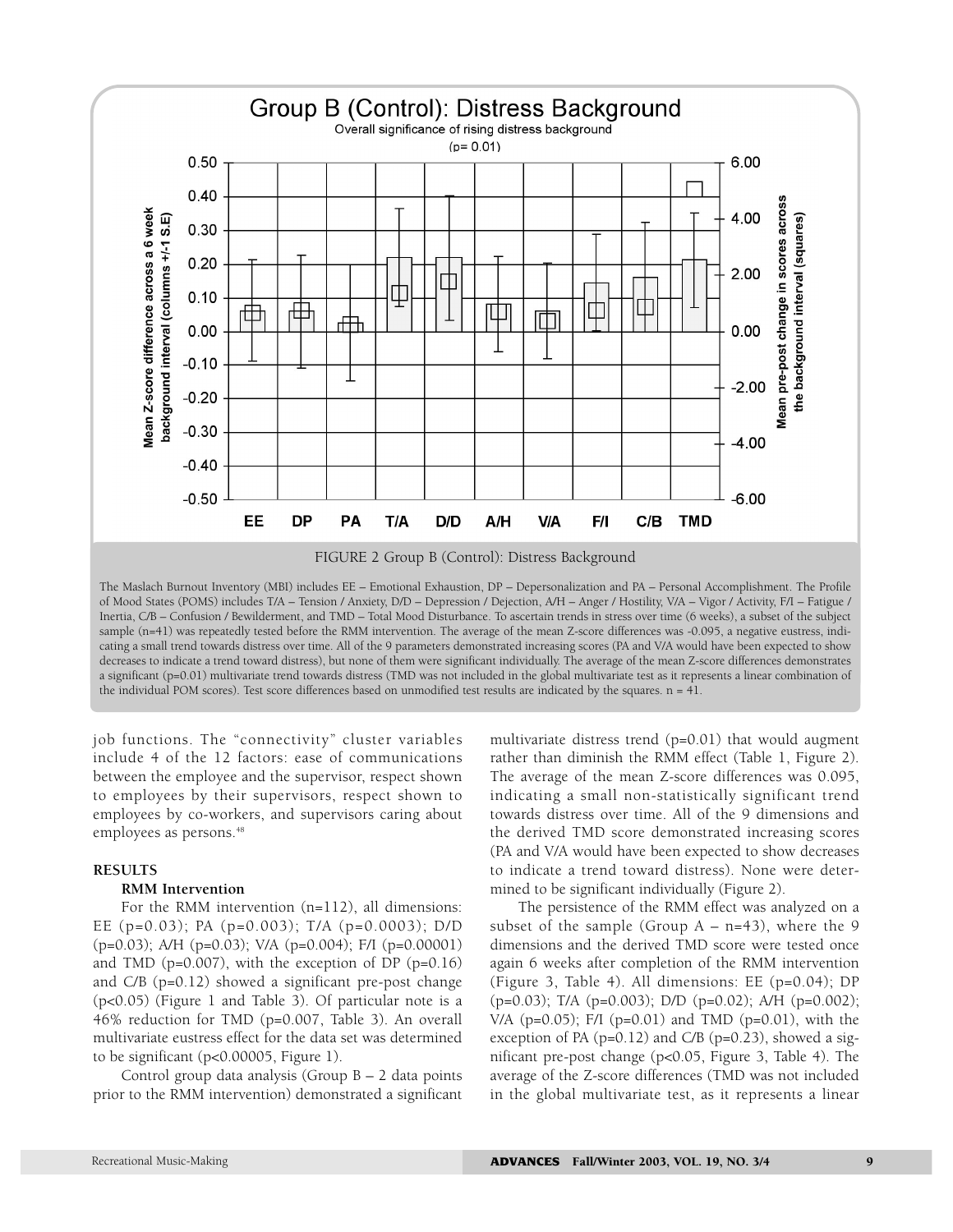FIGURE 2 Group B (Control): Distress Background

The Maslach Burnout Inventory (MBI) includes EE – Emotional Exhaustion, DP – Depersonalization and PA – Personal Accomplishment. The Profile of Mood States (POMS) includes T/A – Tension / Anxiety, D/D – Depression / Dejection, A/H – Anger / Hostility, V/A – Vigor / Activity, F/I – Fatigue / Inertia, C/B – Confusion / Bewilderment, and TMD – Total Mood Disturbance. To ascertain trends in stress over time (6 weeks), a subset of the subject sample (n=41) was repeatedly tested before the RMM intervention. The average of the mean Z-score differences was -0.095, a negative eustress, indicating a small trend towards distress over time. All of the 9 parameters demonstrated increasing scores (PA and V/A would have been expected to show decreases to indicate a trend toward distress), but none of them were significant individually. The average of the mean Z-score differences demonstrates a significant (p=0.01) multivariate trend towards distress (TMD was not included in the global multivariate test as it represents a linear combination of the individual POM scores). Test score differences based on unmodified test results are indicated by the squares. n = 41.

job functions. The "connectivity" cluster variables include 4 of the 12 factors: ease of communications between the employee and the supervisor, respect shown to employees by their supervisors, respect shown to employees by co-workers, and supervisors caring about employees as persons.[48]

## RESULTS

### RMM Intervention

For the RMM intervention (n=112), all dimensions: EE (p=0.03); PA (p=0.003); T/A (p=0.0003); D/D (p=0.03); A/H (p=0.03); V/A (p=0.004); F/I (p=0.00001) and TMD (p=0.007), with the exception of DP (p=0.16) and C/B (p=0.12) showed a significant pre-post change ($p<0.05$) (Figure 1 and Table 3). Of particular note is a 46% reduction for TMD (p=0.007, Table 3). An overall multivariate eustress effect for the data set was determined to be significant ($p<0.00005$, Figure 1).

Control group data analysis (Group B – 2 data points prior to the RMM intervention) demonstrated a significant multivariate distress trend (p=0.01) that would augment rather than diminish the RMM effect (Table 1, Figure 2). The average of the mean Z-score differences was 0.095, indicating a small non-statistically significant trend towards distress over time. All of the 9 dimensions and the derived TMD score demonstrated increasing scores (PA and V/A would have been expected to show decreases to indicate a trend toward distress). None were determined to be significant individually (Figure 2).

The persistence of the RMM effect was analyzed on a subset of the sample (Group A – n=43), where the 9 dimensions and the derived TMD score were tested once again 6 weeks after completion of the RMM intervention (Figure 3, Table 4). All dimensions: EE (p=0.04); DP (p=0.03); T/A (p=0.003); D/D (p=0.02); A/H (p=0.002); V/A (p=0.05); F/I (p=0.01) and TMD (p=0.01), with the exception of PA (p=0.12) and C/B (p=0.23), showed a significant pre-post change ($p<0.05$, Figure 3, Table 4). The average of the Z-score differences (TMD was not included in the global multivariate test, as it represents a linear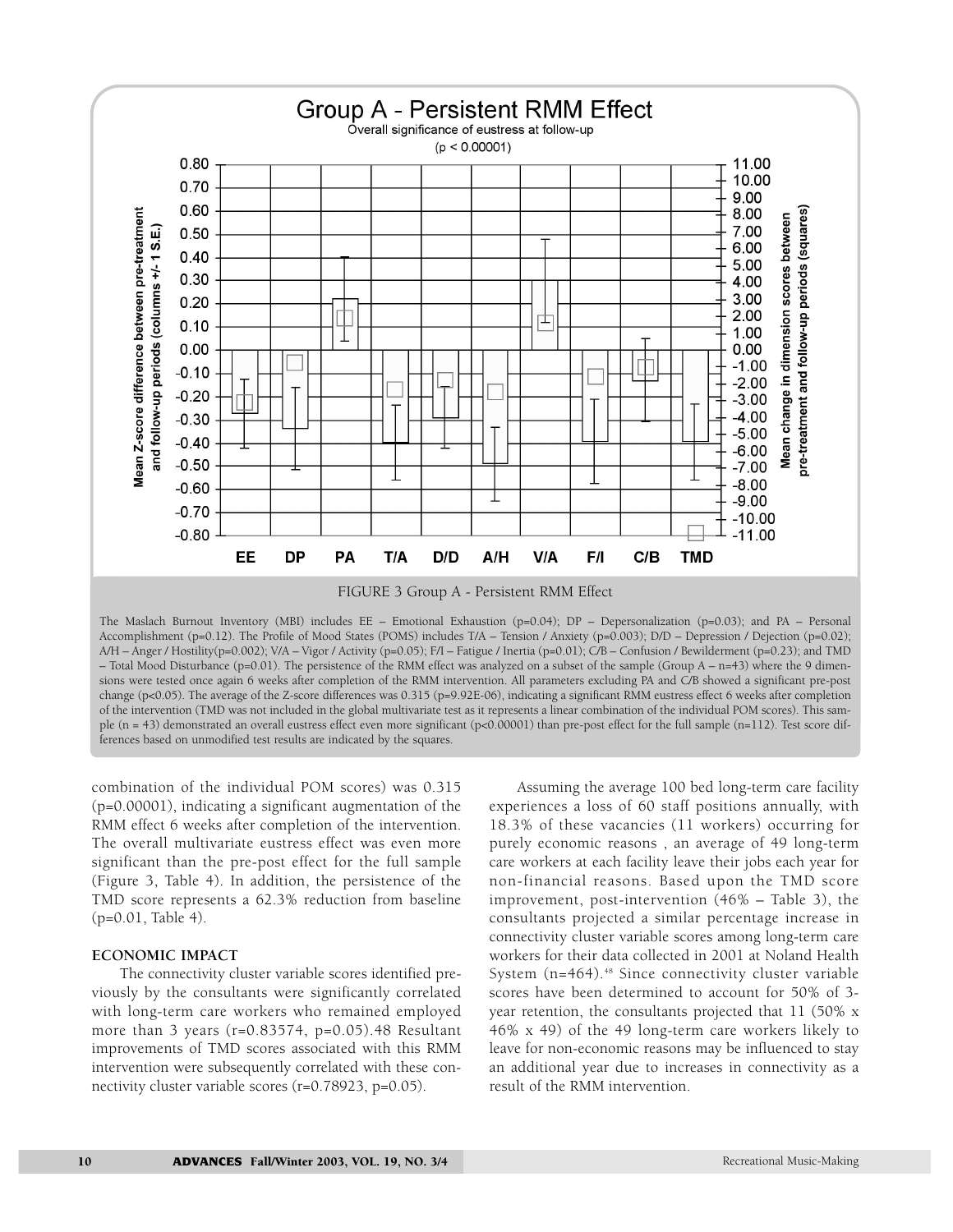FIGURE 3 Group A - Persistent RMM Effect

The Maslach Burnout Inventory (MBI) includes EE – Emotional Exhaustion (p=0.04); DP – Depersonalization (p=0.03); and PA – Personal Accomplishment (p=0.12). The Profile of Mood States (POMS) includes T/A – Tension / Anxiety (p=0.003); D/D – Depression / Dejection (p=0.02); A/H – Anger / Hostility(p=0.002); V/A – Vigor / Activity (p=0.05); F/I – Fatigue / Inertia (p=0.01); C/B – Confusion / Bewilderment (p=0.23); and TMD – Total Mood Disturbance (p=0.01). The persistence of the RMM effect was analyzed on a subset of the sample (Group A – n=43) where the 9 dimensions were tested once again 6 weeks after completion of the RMM intervention. All parameters excluding PA and C/B showed a significant pre-post change ($p<0.05$). The average of the Z-score differences was 0.315 (p=9.92E-06), indicating a significant RMM eustress effect 6 weeks after completion of the intervention (TMD was not included in the global multivariate test as it represents a linear combination of the individual POM scores). This sample (n = 43) demonstrated an overall eustress effect even more significant ($p<0.00001$) than pre-post effect for the full sample (n=112). Test score differences based on unmodified test results are indicated by the squares.

combination of the individual POM scores) was 0.315 (p=0.00001), indicating a significant augmentation of the RMM effect 6 weeks after completion of the intervention. The overall multivariate eustress effect was even more significant than the pre-post effect for the full sample (Figure 3, Table 4). In addition, the persistence of the TMD score represents a 62.3% reduction from baseline (p=0.01, Table 4).

### ECONOMIC IMPACT

The connectivity cluster variable scores identified previously by the consultants were significantly correlated with long-term care workers who remained employed more than 3 years (r=0.83574, p=0.05).48 Resultant improvements of TMD scores associated with this RMM intervention were subsequently correlated with these connectivity cluster variable scores (r=0.78923, p=0.05).

Assuming the average 100 bed long-term care facility experiences a loss of 60 staff positions annually, with 18.3% of these vacancies (11 workers) occurring for purely economic reasons , an average of 49 long-term care workers at each facility leave their jobs each year for non-financial reasons. Based upon the TMD score improvement, post-intervention (46% – Table 3), the consultants projected a similar percentage increase in connectivity cluster variable scores among long-term care workers for their data collected in 2001 at Noland Health System (n=464).[48] Since connectivity cluster variable scores have been determined to account for 50% of 3-year retention, the consultants projected that 11 (50% x 46% x 49) of the 49 long-term care workers likely to leave for non-economic reasons may be influenced to stay an additional year due to increases in connectivity as a result of the RMM intervention.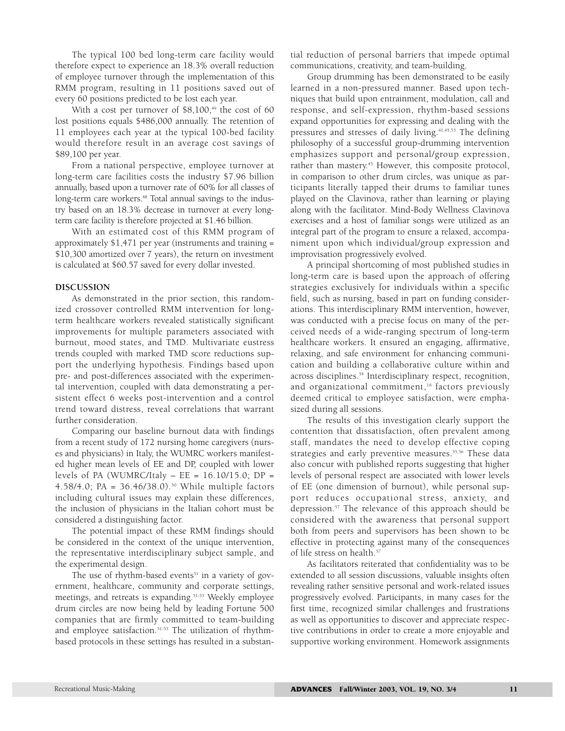The typical 100 bed long-term care facility would therefore expect to experience an 18.3% overall reduction of employee turnover through the implementation of this RMM program, resulting in 11 positions saved out of every 60 positions predicted to be lost each year.

With a cost per turnover of $8,100,[49] the cost of 60 lost positions equals $486,000 annually. The retention of 11 employees each year at the typical 100-bed facility would therefore result in an average cost savings of $89,100 per year.

From a national perspective, employee turnover at long-term care facilities costs the industry $7.96 billion annually, based upon a turnover rate of 60% for all classes of long-term care workers.[48] Total annual savings to the industry based on an 18.3% decrease in turnover at every long-term care facility is therefore projected at $1.46 billion.

With an estimated cost of this RMM program of approximately $1,471 per year (instruments and training = $10,300 amortized over 7 years), the return on investment is calculated at $60.57 saved for every dollar invested.

## DISCUSSION

As demonstrated in the prior section, this randomized crossover controlled RMM intervention for long-term healthcare workers revealed statistically significant improvements for multiple parameters associated with burnout, mood states, and TMD. Multivariate eustress trends coupled with marked TMD score reductions support the underlying hypothesis. Findings based upon pre- and post-differences associated with the experimental intervention, coupled with data demonstrating a persistent effect 6 weeks post-intervention and a control trend toward distress, reveal correlations that warrant further consideration.

Comparing our baseline burnout data with findings from a recent study of 172 nursing home caregivers (nurses and physicians) in Italy, the WUMRC workers manifested higher mean levels of EE and DP, coupled with lower levels of PA (WUMRC/Italy – EE = 16.10/15.0; DP = 4.58/4.0; PA = 36.46/38.0).[50] While multiple factors including cultural issues may explain these differences, the inclusion of physicians in the Italian cohort must be considered a distinguishing factor.

The potential impact of these RMM findings should be considered in the context of the unique intervention, the representative interdisciplinary subject sample, and the experimental design.

The use of rhythm-based events[51] in a variety of government, healthcare, community and corporate settings, meetings, and retreats is expanding.[51-53] Weekly employee drum circles are now being held by leading Fortune 500 companies that are firmly committed to team-building and employee satisfaction.[51-53] The utilization of rhythm-based protocols in these settings has resulted in a substantial reduction of personal barriers that impede optimal communications, creativity, and team-building.

Group drumming has been demonstrated to be easily learned in a non-pressured manner. Based upon techniques that build upon entrainment, modulation, call and response, and self-expression, rhythm-based sessions expand opportunities for expressing and dealing with the pressures and stresses of daily living.[41,45,53] The defining philosophy of a successful group-drumming intervention emphasizes support and personal/group expression, rather than mastery.[45] However, this composite protocol, in comparison to other drum circles, was unique as participants literally tapped their drums to familiar tunes played on the Clavinova, rather than learning or playing along with the facilitator. Mind-Body Wellness Clavinova exercises and a host of familiar songs were utilized as an integral part of the program to ensure a relaxed, accompaniment upon which individual/group expression and improvisation progressively evolved.

A principal shortcoming of most published studies in long-term care is based upon the approach of offering strategies exclusively for individuals within a specific field, such as nursing, based in part on funding considerations. This interdisciplinary RMM intervention, however, was conducted with a precise focus on many of the perceived needs of a wide-ranging spectrum of long-term healthcare workers. It ensured an engaging, affirmative, relaxing, and safe environment for enhancing communication and building a collaborative culture within and across disciplines.[54] Interdisciplinary respect, recognition, and organizational commitment,[16] factors previously deemed critical to employee satisfaction, were emphasized during all sessions.

The results of this investigation clearly support the contention that dissatisfaction, often prevalent among staff, mandates the need to develop effective coping strategies and early preventive measures.[55,56] These data also concur with published reports suggesting that higher levels of personal respect are associated with lower levels of EE (one dimension of burnout), while personal support reduces occupational stress, anxiety, and depression.[57] The relevance of this approach should be considered with the awareness that personal support both from peers and supervisors has been shown to be effective in protecting against many of the consequences of life stress on health.[57]

As facilitators reiterated that confidentiality was to be extended to all session discussions, valuable insights often revealing rather sensitive personal and work-related issues progressively evolved. Participants, in many cases for the first time, recognized similar challenges and frustrations as well as opportunities to discover and appreciate respective contributions in order to create a more enjoyable and supportive working environment. Homework assignments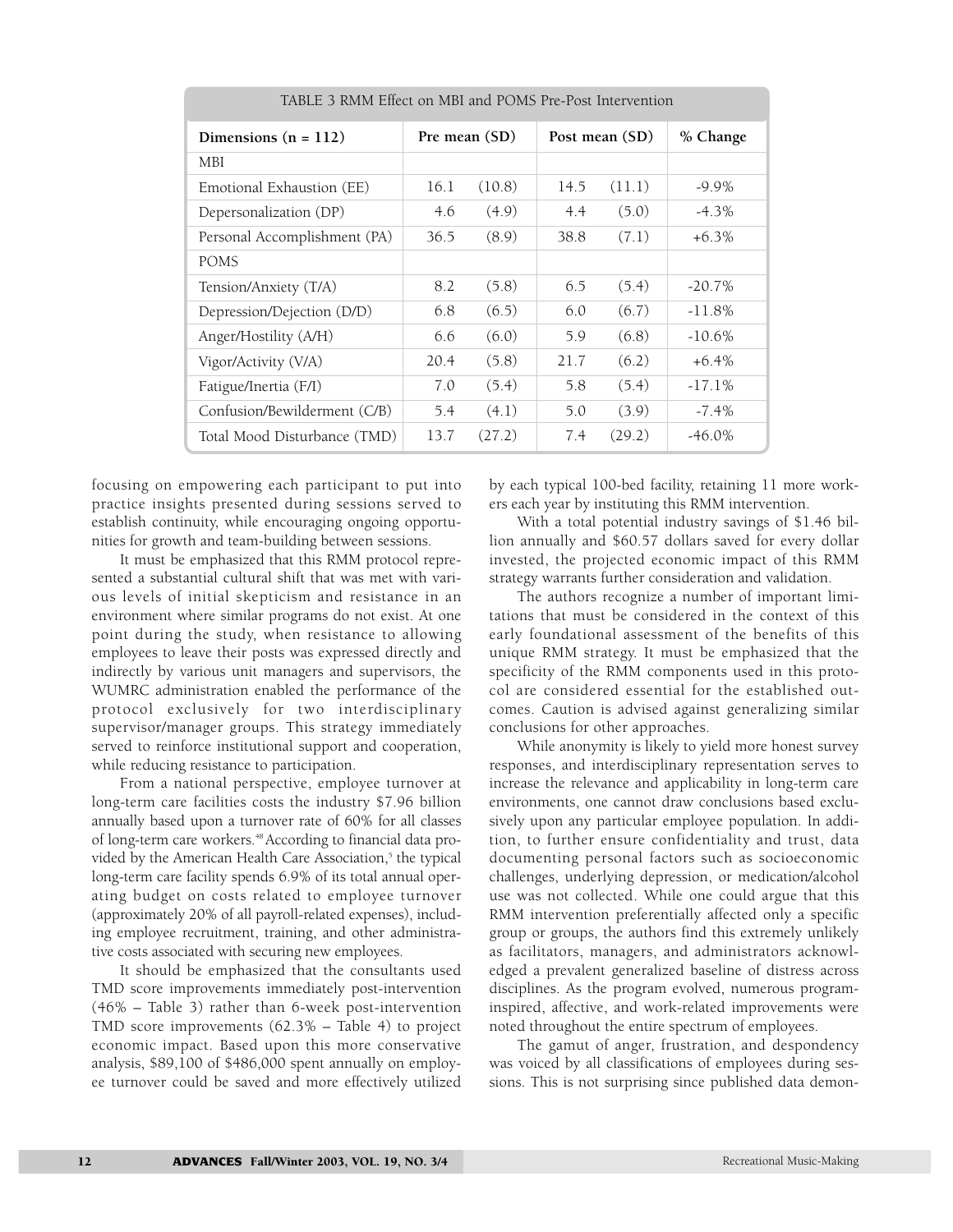TABLE 3 RMM Effect on MBI and POMS Pre-Post Intervention

| Dimensions (n = 112) | Pre mean (SD) | | Post mean (SD) | | % Change |
|---|---|---|---|---|---|
| MBI | | | | | |
| Emotional Exhaustion (EE) | 16.1 | (10.8) | 14.5 | (11.1) | -9.9% |
| Depersonalization (DP) | 4.6 | (4.9) | 4.4 | (5.0) | -4.3% |
| Personal Accomplishment (PA) | 36.5 | (8.9) | 38.8 | (7.1) | +6.3% |
| POMS | | | | | |
| Tension/Anxiety (T/A) | 8.2 | (5.8) | 6.5 | (5.4) | -20.7% |
| Depression/Dejection (D/D) | 6.8 | (6.5) | 6.0 | (6.7) | -11.8% |
| Anger/Hostility (A/H) | 6.6 | (6.0) | 5.9 | (6.8) | -10.6% |
| Vigor/Activity (V/A) | 20.4 | (5.8) | 21.7 | (6.2) | +6.4% |
| Fatigue/Inertia (F/I) | 7.0 | (5.4) | 5.8 | (5.4) | -17.1% |
| Confusion/Bewilderment (C/B) | 5.4 | (4.1) | 5.0 | (3.9) | -7.4% |
| Total Mood Disturbance (TMD) | 13.7 | (27.2) | 7.4 | (29.2) | -46.0% |

focusing on empowering each participant to put into practice insights presented during sessions served to establish continuity, while encouraging ongoing opportunities for growth and team-building between sessions.

It must be emphasized that this RMM protocol represented a substantial cultural shift that was met with various levels of initial skepticism and resistance in an environment where similar programs do not exist. At one point during the study, when resistance to allowing employees to leave their posts was expressed directly and indirectly by various unit managers and supervisors, the WUMRC administration enabled the performance of the protocol exclusively for two interdisciplinary supervisor/manager groups. This strategy immediately served to reinforce institutional support and cooperation, while reducing resistance to participation.

From a national perspective, employee turnover at long-term care facilities costs the industry \$7.96 billion annually based upon a turnover rate of 60% for all classes of long-term care workers.[48] According to financial data provided by the American Health Care Association,[5] the typical long-term care facility spends 6.9% of its total annual operating budget on costs related to employee turnover (approximately 20% of all payroll-related expenses), including employee recruitment, training, and other administrative costs associated with securing new employees.

It should be emphasized that the consultants used TMD score improvements immediately post-intervention (46% – Table 3) rather than 6-week post-intervention TMD score improvements (62.3% – Table 4) to project economic impact. Based upon this more conservative analysis, \$89,100 of \$486,000 spent annually on employee turnover could be saved and more effectively utilized by each typical 100-bed facility, retaining 11 more workers each year by instituting this RMM intervention.

With a total potential industry savings of \$1.46 billion annually and \$60.57 dollars saved for every dollar invested, the projected economic impact of this RMM strategy warrants further consideration and validation.

The authors recognize a number of important limitations that must be considered in the context of this early foundational assessment of the benefits of this unique RMM strategy. It must be emphasized that the specificity of the RMM components used in this protocol are considered essential for the established outcomes. Caution is advised against generalizing similar conclusions for other approaches.

While anonymity is likely to yield more honest survey responses, and interdisciplinary representation serves to increase the relevance and applicability in long-term care environments, one cannot draw conclusions based exclusively upon any particular employee population. In addition, to further ensure confidentiality and trust, data documenting personal factors such as socioeconomic challenges, underlying depression, or medication/alcohol use was not collected. While one could argue that this RMM intervention preferentially affected only a specific group or groups, the authors find this extremely unlikely as facilitators, managers, and administrators acknowledged a prevalent generalized baseline of distress across disciplines. As the program evolved, numerous program-inspired, affective, and work-related improvements were noted throughout the entire spectrum of employees.

The gamut of anger, frustration, and despondency was voiced by all classifications of employees during sessions. This is not surprising since published data demon-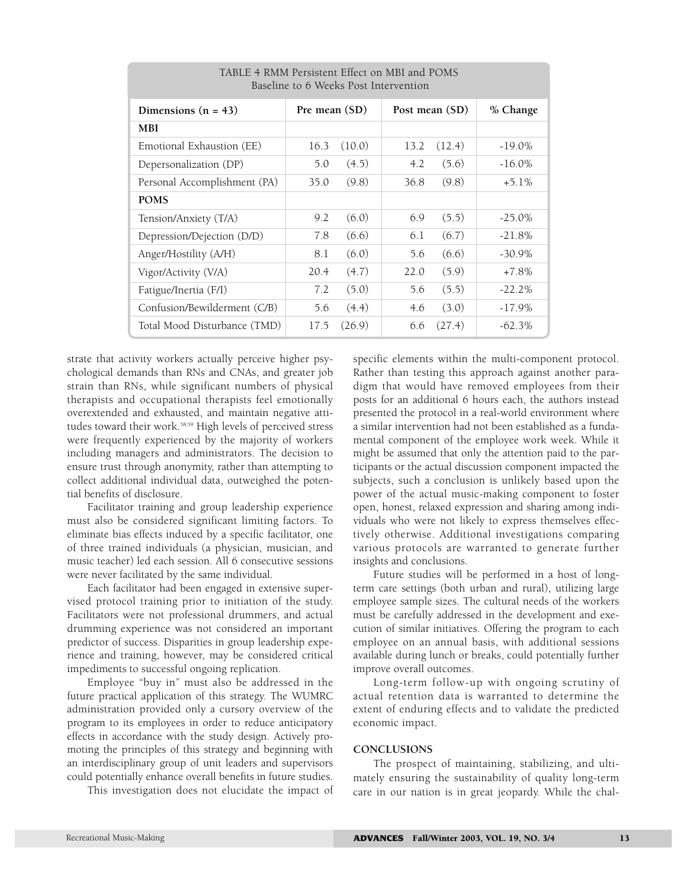TABLE 4 RMM Persistent Effect on MBI and POMS
Baseline to 6 Weeks Post Intervention

| Dimensions (n = 43) | Pre mean (SD) | Post mean (SD) | % Change |
|---|---|---|---|
| **MBI** | | | |
| Emotional Exhaustion (EE) | 16.3 (10.0) | 13.2 (12.4) | -19.0% |
| Depersonalization (DP) | 5.0 (4.5) | 4.2 (5.6) | -16.0% |
| Personal Accomplishment (PA) | 35.0 (9.8) | 36.8 (9.8) | +5.1% |
| **POMS** | | | |
| Tension/Anxiety (T/A) | 9.2 (6.0) | 6.9 (5.5) | -25.0% |
| Depression/Dejection (D/D) | 7.8 (6.6) | 6.1 (6.7) | -21.8% |
| Anger/Hostility (A/H) | 8.1 (6.0) | 5.6 (6.6) | -30.9% |
| Vigor/Activity (V/A) | 20.4 (4.7) | 22.0 (5.9) | +7.8% |
| Fatigue/Inertia (F/I) | 7.2 (5.0) | 5.6 (5.5) | -22.2% |
| Confusion/Bewilderment (C/B) | 5.6 (4.4) | 4.6 (3.0) | -17.9% |
| Total Mood Disturbance (TMD) | 17.5 (26.9) | 6.6 (27.4) | -62.3% |

strate that activity workers actually perceive higher psychological demands than RNs and CNAs, and greater job strain than RNs, while significant numbers of physical therapists and occupational therapists feel emotionally overextended and exhausted, and maintain negative attitudes toward their work.[58,59] High levels of perceived stress were frequently experienced by the majority of workers including managers and administrators. The decision to ensure trust through anonymity, rather than attempting to collect additional individual data, outweighed the potential benefits of disclosure.

Facilitator training and group leadership experience must also be considered significant limiting factors. To eliminate bias effects induced by a specific facilitator, one of three trained individuals (a physician, musician, and music teacher) led each session. All 6 consecutive sessions were never facilitated by the same individual.

Each facilitator had been engaged in extensive supervised protocol training prior to initiation of the study. Facilitators were not professional drummers, and actual drumming experience was not considered an important predictor of success. Disparities in group leadership experience and training, however, may be considered critical impediments to successful ongoing replication.

Employee "buy in" must also be addressed in the future practical application of this strategy. The WUMRC administration provided only a cursory overview of the program to its employees in order to reduce anticipatory effects in accordance with the study design. Actively promoting the principles of this strategy and beginning with an interdisciplinary group of unit leaders and supervisors could potentially enhance overall benefits in future studies.

This investigation does not elucidate the impact of specific elements within the multi-component protocol. Rather than testing this approach against another paradigm that would have removed employees from their posts for an additional 6 hours each, the authors instead presented the protocol in a real-world environment where a similar intervention had not been established as a fundamental component of the employee work week. While it might be assumed that only the attention paid to the participants or the actual discussion component impacted the subjects, such a conclusion is unlikely based upon the power of the actual music-making component to foster open, honest, relaxed expression and sharing among individuals who were not likely to express themselves effectively otherwise. Additional investigations comparing various protocols are warranted to generate further insights and conclusions.

Future studies will be performed in a host of long-term care settings (both urban and rural), utilizing large employee sample sizes. The cultural needs of the workers must be carefully addressed in the development and execution of similar initiatives. Offering the program to each employee on an annual basis, with additional sessions available during lunch or breaks, could potentially further improve overall outcomes.

Long-term follow-up with ongoing scrutiny of actual retention data is warranted to determine the extent of enduring effects and to validate the predicted economic impact.

## CONCLUSIONS

The prospect of maintaining, stabilizing, and ultimately ensuring the sustainability of quality long-term care in our nation is in great jeopardy. While the chal-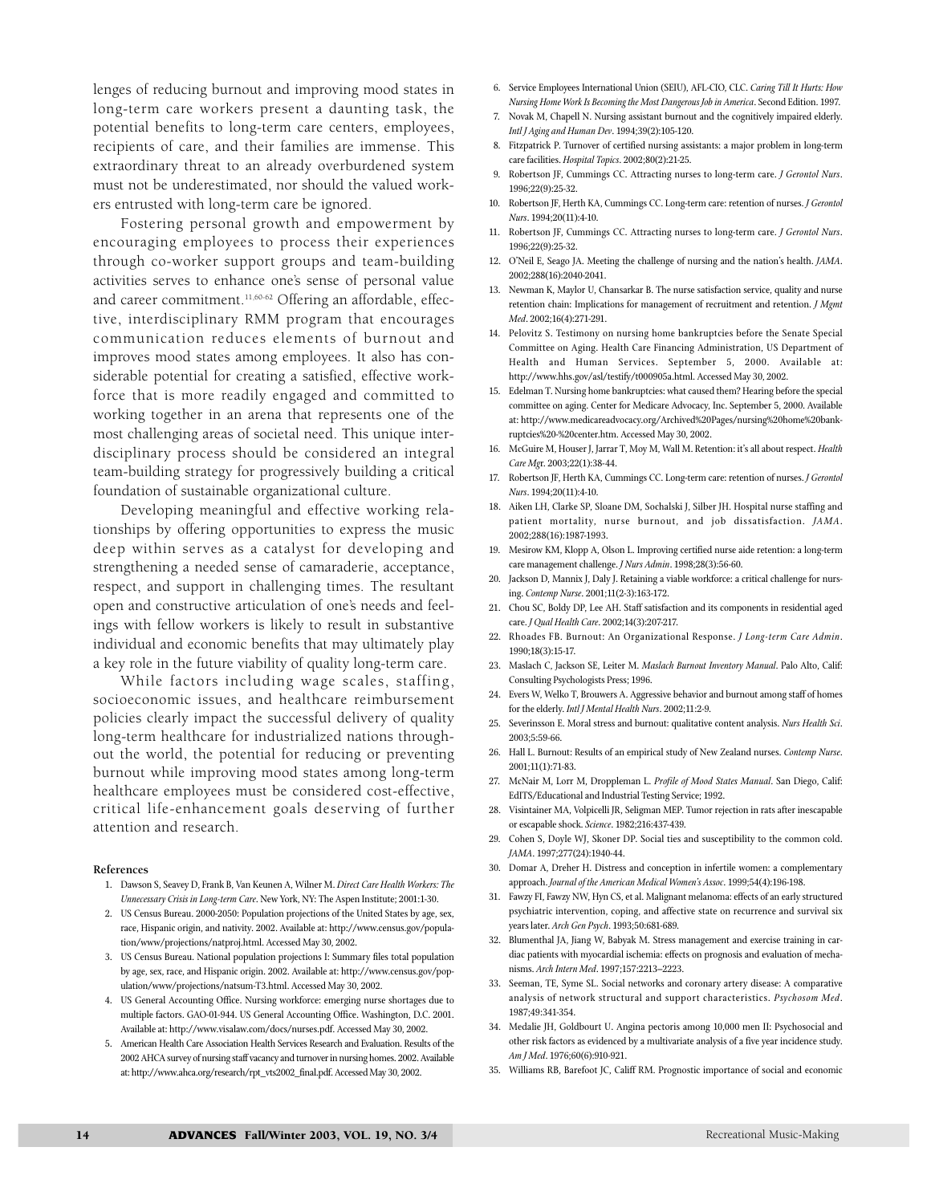lenges of reducing burnout and improving mood states in long-term care workers present a daunting task, the potential benefits to long-term care centers, employees, recipients of care, and their families are immense. This extraordinary threat to an already overburdened system must not be underestimated, nor should the valued workers entrusted with long-term care be ignored.

Fostering personal growth and empowerment by encouraging employees to process their experiences through co-worker support groups and team-building activities serves to enhance one's sense of personal value and career commitment.[11,60-62] Offering an affordable, effective, interdisciplinary RMM program that encourages communication reduces elements of burnout and improves mood states among employees. It also has considerable potential for creating a satisfied, effective workforce that is more readily engaged and committed to working together in an arena that represents one of the most challenging areas of societal need. This unique interdisciplinary process should be considered an integral team-building strategy for progressively building a critical foundation of sustainable organizational culture.

Developing meaningful and effective working relationships by offering opportunities to express the music deep within serves as a catalyst for developing and strengthening a needed sense of camaraderie, acceptance, respect, and support in challenging times. The resultant open and constructive articulation of one's needs and feelings with fellow workers is likely to result in substantive individual and economic benefits that may ultimately play a key role in the future viability of quality long-term care.

While factors including wage scales, staffing, socioeconomic issues, and healthcare reimbursement policies clearly impact the successful delivery of quality long-term healthcare for industrialized nations throughout the world, the potential for reducing or preventing burnout while improving mood states among long-term healthcare employees must be considered cost-effective, critical life-enhancement goals deserving of further attention and research.

#### References

1. Dawson S, Seavey D, Frank B, Van Keunen A, Wilner M. *Direct Care Health Workers: The Unnecessary Crisis in Long-term Care*. New York, NY: The Aspen Institute; 2001:1-30.
2. US Census Bureau. 2000-2050: Population projections of the United States by age, sex, race, Hispanic origin, and nativity. 2002. Available at: http://www.census.gov/population/www/projections/natproj.html. Accessed May 30, 2002.
3. US Census Bureau. National population projections I: Summary files total population by age, sex, race, and Hispanic origin. 2002. Available at: http://www.census.gov/population/www/projections/natsum-T3.html. Accessed May 30, 2002.
4. US General Accounting Office. Nursing workforce: emerging nurse shortages due to multiple factors. GAO-01-944. US General Accounting Office. Washington, D.C. 2001. Available at: http://www.visalaw.com/docs/nurses.pdf. Accessed May 30, 2002.
5. American Health Care Association Health Services Research and Evaluation. Results of the 2002 AHCA survey of nursing staff vacancy and turnover in nursing homes. 2002. Available at: http://www.ahca.org/research/rpt_vts2002_final.pdf. Accessed May 30, 2002.
6. Service Employees International Union (SEIU), AFL-CIO, CLC. *Caring Till It Hurts: How Nursing Home Work Is Becoming the Most Dangerous Job in America*. Second Edition. 1997.
7. Novak M, Chapell N. Nursing assistant burnout and the cognitively impaired elderly. *Intl J Aging and Human Dev*. 1994;39(2):105-120.
8. Fitzpatrick P. Turnover of certified nursing assistants: a major problem in long-term care facilities. *Hospital Topics*. 2002;80(2):21-25.
9. Robertson JF, Cummings CC. Attracting nurses to long-term care. *J Gerontol Nurs*. 1996;22(9):25-32.
10. Robertson JF, Herth KA, Cummings CC. Long-term care: retention of nurses. *J Gerontol Nurs*. 1994;20(11):4-10.
11. Robertson JF, Cummings CC. Attracting nurses to long-term care. *J Gerontol Nurs*. 1996;22(9):25-32.
12. O'Neil E, Seago JA. Meeting the challenge of nursing and the nation's health. *JAMA*. 2002;288(16):2040-2041.
13. Newman K, Maylor U, Chansarkar B. The nurse satisfaction service, quality and nurse retention chain: Implications for management of recruitment and retention. *J Mgmt Med*. 2002;16(4):271-291.
14. Pelovitz S. Testimony on nursing home bankruptcies before the Senate Special Committee on Aging. Health Care Financing Administration, US Department of Health and Human Services. September 5, 2000. Available at: http://www.hhs.gov/asl/testify/t000905a.html. Accessed May 30, 2002.
15. Edelman T. Nursing home bankruptcies: what caused them? Hearing before the special committee on aging. Center for Medicare Advocacy, Inc. September 5, 2000. Available at: http://www.medicareadvocacy.org/Archived%20Pages/nursing%20home%20bankruptcies%20-%20center.htm. Accessed May 30, 2002.
16. McGuire M, Houser J, Jarrar T, Moy M, Wall M. Retention: it's all about respect. *Health Care Mgr*. 2003;22(1):38-44.
17. Robertson JF, Herth KA, Cummings CC. Long-term care: retention of nurses. *J Gerontol Nurs*. 1994;20(11):4-10.
18. Aiken LH, Clarke SP, Sloane DM, Sochalski J, Silber JH. Hospital nurse staffing and patient mortality, nurse burnout, and job dissatisfaction. *JAMA*. 2002;288(16):1987-1993.
19. Mesirow KM, Klopp A, Olson L. Improving certified nurse aide retention: a long-term care management challenge. *J Nurs Admin*. 1998;28(3):56-60.
20. Jackson D, Mannix J, Daly J. Retaining a viable workforce: a critical challenge for nursing. *Contemp Nurse*. 2001;11(2-3):163-172.
21. Chou SC, Boldy DP, Lee AH. Staff satisfaction and its components in residential aged care. *J Qual Health Care*. 2002;14(3):207-217.
22. Rhoades FB. Burnout: An Organizational Response. *J Long-term Care Admin*. 1990;18(3):15-17.
23. Maslach C, Jackson SE, Leiter M. *Maslach Burnout Inventory Manual*. Palo Alto, Calif: Consulting Psychologists Press; 1996.
24. Evers W, Welko T, Brouwers A. Aggressive behavior and burnout among staff of homes for the elderly. *Intl J Mental Health Nurs*. 2002;11:2-9.
25. Severinsson E. Moral stress and burnout: qualitative content analysis. *Nurs Health Sci*. 2003;5:59-66.
26. Hall L. Burnout: Results of an empirical study of New Zealand nurses. *Contemp Nurse*. 2001;11(1):71-83.
27. McNair M, Lorr M, Droppleman L. *Profile of Mood States Manual*. San Diego, Calif: EdITS/Educational and Industrial Testing Service; 1992.
28. Visintainer MA, Volpicelli JR, Seligman MEP. Tumor rejection in rats after inescapable or escapable shock. *Science*. 1982;216:437-439.
29. Cohen S, Doyle WJ, Skoner DP. Social ties and susceptibility to the common cold. *JAMA*. 1997;277(24):1940-44.
30. Domar A, Dreher H. Distress and conception in infertile women: a complementary approach. *Journal of the American Medical Women's Assoc*. 1999;54(4):196-198.
31. Fawzy FI, Fawzy NW, Hyn CS, et al. Malignant melanoma: effects of an early structured psychiatric intervention, coping, and affective state on recurrence and survival six years later. *Arch Gen Psych*. 1993;50:681-689.
32. Blumenthal JA, Jiang W, Babyak M. Stress management and exercise training in cardiac patients with myocardial ischemia: effects on prognosis and evaluation of mechanisms. *Arch Intern Med*. 1997;157:2213–2223.
33. Seeman, TE, Syme SL. Social networks and coronary artery disease: A comparative analysis of network structural and support characteristics. *Psychosom Med*. 1987;49:341-354.
34. Medalie JH, Goldbourt U. Angina pectoris among 10,000 men II: Psychosocial and other risk factors as evidenced by a multivariate analysis of a five year incidence study. *Am J Med*. 1976;60(6):910-921.
35. Williams RB, Barefoot JC, Califf RM. Prognostic importance of social and economic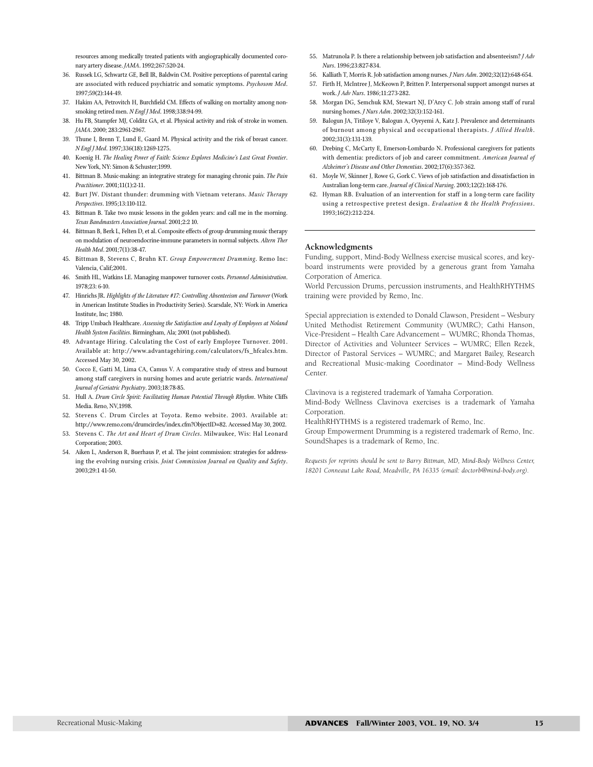resources among medically treated patients with angiographically documented coronary artery disease. *JAMA*. 1992;267:520-24.

36. Russek LG, Schwartz GE, Bell IR, Baldwin CM. Positive perceptions of parental caring are associated with reduced psychiatric and somatic symptoms. *Psychosom Med*. 1997;59(2):144-49.
37. Hakim AA, Petrovitch H, Burchfield CM. Effects of walking on mortality among nonsmoking retired men. *N Engl J Med*. 1998;338:94-99.
38. Hu FB, Stampfer MJ, Colditz GA, et al. Physical activity and risk of stroke in women. *JAMA*. 2000; 283:2961-2967.
39. Thune I, Brenn T, Lund E, Gaard M. Physical activity and the risk of breast cancer. *N Engl J Med*. 1997;336(18):1269-1275.
40. Koenig H. *The Healing Power of Faith: Science Explores Medicine's Last Great Frontier*. New York, NY: Simon & Schuster;1999.
41. Bittman B. Music-making: an integrative strategy for managing chronic pain. *The Pain Practitioner*. 2001;11(1):2-11.
42. Burt JW. Distant thunder: drumming with Vietnam veterans. *Music Therapy Perspectives*. 1995;13:110-112.
43. Bittman B. Take two music lessons in the golden years: and call me in the morning. *Texas Bandmasters Association Journal*. 2001;2:2 10.
44. Bittman B, Berk L, Felten D, et al. Composite effects of group drumming music therapy on modulation of neuroendocrine-immune parameters in normal subjects. *Altern Ther Health Med*. 2001;7(1):38-47.
45. Bittman B, Stevens C, Bruhn KT. *Group Empowerment Drumming*. Remo Inc: Valencia, Calif;2001.
46. Smith HL, Watkins LE. Managing manpower turnover costs. *Personnel Administration*. 1978;23: 6-10.
47. Hinrichs JR. *Highlights of the Literature #17: Controlling Absenteeism and Turnover* (Work in American Institute Studies in Productivity Series). Scarsdale, NY: Work in America Institute, Inc; 1980.
48. Tripp Umbach Healthcare. *Assessing the Satisfaction and Loyalty of Employees at Noland Health System Facilities*. Birmingham, Ala; 2001 (not published).
49. Advantage Hiring. Calculating the Cost of early Employee Turnover. 2001. Available at: http://www.advantagehiring.com/calculators/fs_hfcalcs.htm. Accessed May 30, 2002.
50. Cocco E, Gatti M, Lima CA, Camus V. A comparative study of stress and burnout among staff caregivers in nursing homes and acute geriatric wards. *International Journal of Geriatric Psychiatry*. 2003;18:78-85.
51. Hull A. *Drum Circle Spirit: Facilitating Human Potential Through Rhythm*. White Cliffs Media. Reno, NV,1998.
52. Stevens C. Drum Circles at Toyota. Remo website. 2003. Available at: http://www.remo.com/drumcircles/index.cfm?ObjectID=82. Accessed May 30, 2002.
53. Stevens C. *The Art and Heart of Drum Circles*. Milwaukee, Wis: Hal Leonard Corporation; 2003.
54. Aiken L, Anderson R, Buerhaus P, et al. The joint commission: strategies for addressing the evolving nursing crisis. *Joint Commission Journal on Quality and Safety*. 2003;29:1 41-50.
55. Matrunola P. Is there a relationship between job satisfaction and absenteeism? *J Adv Nurs*. 1996;23:827-834.
56. Kalliath T, Morris R. Job satisfaction among nurses. *J Nurs Adm*. 2002;32(12):648-654.
57. Firth H, McIntree J, McKeown P, Britten P. Interpersonal support amongst nurses at work. *J Adv Nurs*. 1986;11:273-282.
58. Morgan DG, Semchuk KM, Stewart NJ, D'Arcy C. Job strain among staff of rural nursing homes. *J Nurs Adm*. 2002;32(3):152-161.
59. Balogun JA, Titiloye V, Balogun A, Oyeyemi A, Katz J. Prevalence and determinants of burnout among physical and occupational therapists. *J Allied Health*. 2002;31(3):131-139.
60. Drebing C, McCarty E, Emerson-Lombardo N. Professional caregivers for patients with dementia: predictors of job and career commitment. *American Journal of Alzheimer's Disease and Other Dementias*. 2002;17(6):357-362.
61. Moyle W, Skinner J, Rowe G, Gork C. Views of job satisfaction and dissatisfaction in Australian long-term care. *Journal of Clinical Nursing*. 2003;12(2):168-176.
62. Hyman RB. Evaluation of an intervention for staff in a long-term care facility using a retrospective pretest design. *Evaluation & the Health Professions*. 1993;16(2):212-224.

## Acknowledgments

Funding, support, Mind-Body Wellness exercise musical scores, and keyboard instruments were provided by a generous grant from Yamaha Corporation of America.

World Percussion Drums, percussion instruments, and HealthRHYTHMS training were provided by Remo, Inc.

Special appreciation is extended to Donald Clawson, President – Wesbury United Methodist Retirement Community (WUMRC); Cathi Hanson, Vice-President – Health Care Advancement – WUMRC; Rhonda Thomas, Director of Activities and Volunteer Services – WUMRC; Ellen Rezek, Director of Pastoral Services – WUMRC; and Margaret Bailey, Research and Recreational Music-making Coordinator – Mind-Body Wellness Center.

Clavinova is a registered trademark of Yamaha Corporation.

Mind-Body Wellness Clavinova exercises is a trademark of Yamaha Corporation.

HealthRHYTHMS is a registered trademark of Remo, Inc.

Group Empowerment Drumming is a registered trademark of Remo, Inc.

SoundShapes is a trademark of Remo, Inc.

*Requests for reprints should be sent to Barry Bittman, MD, Mind-Body Wellness Center, 18201 Conneaut Lake Road, Meadville, PA 16335 (email: doctorb@mind-body.org).*